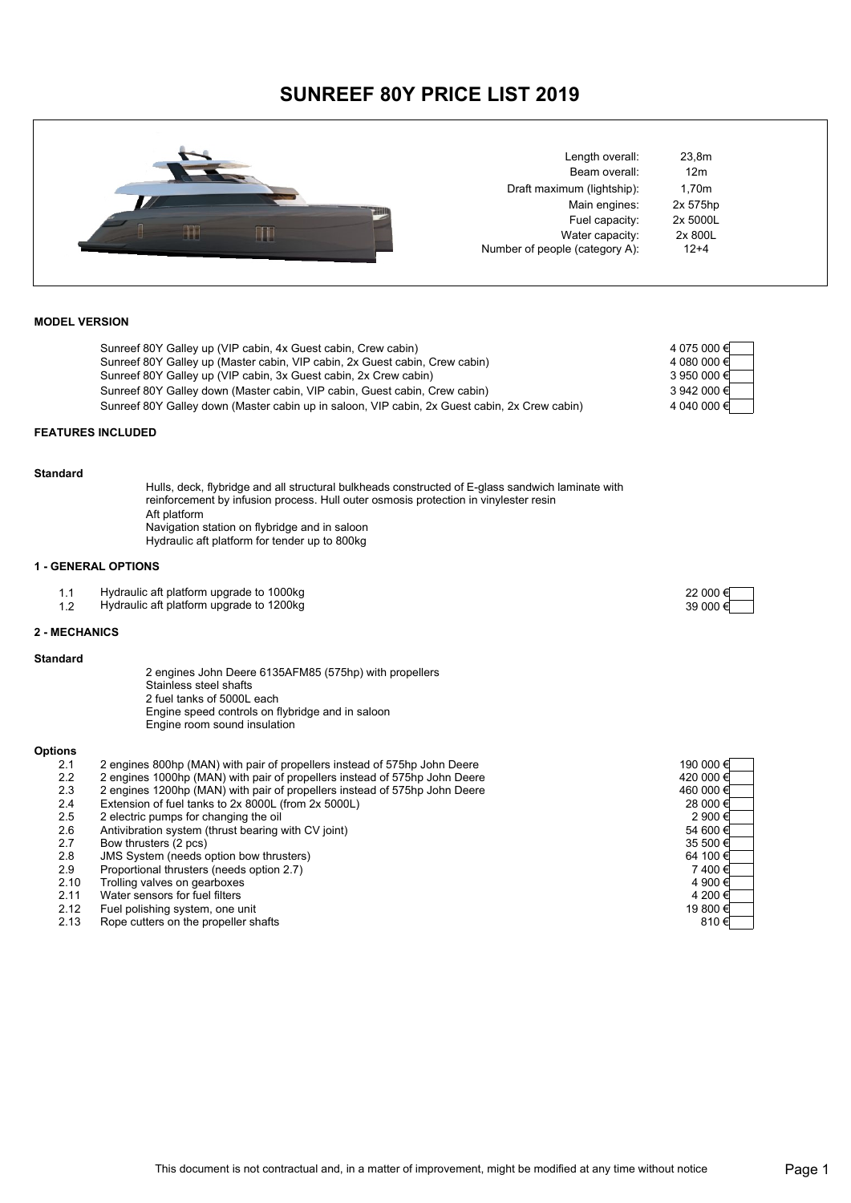# SUNREEF 80Y PRICE LIST 2019

| | |
|---|---|
| Length overall: | 23,8m |
| Beam overall: | 12m |
| Draft maximum (lightship): | 1,70m |
| Main engines: | 2x 575hp |
| Fuel capacity: | 2x 5000L |
| Water capacity: | 2x 800L |
| Number of people (category A): | 12+4 |

**MODEL VERSION**

| Model | Price |
|---|---|
| Sunreef 80Y Galley up (VIP cabin, 4x Guest cabin, Crew cabin) | 4 075 000 € |
| Sunreef 80Y Galley up (Master cabin, VIP cabin, 2x Guest cabin, Crew cabin) | 4 080 000 € |
| Sunreef 80Y Galley up (VIP cabin, 3x Guest cabin, 2x Crew cabin) | 3 950 000 € |
| Sunreef 80Y Galley down (Master cabin, VIP cabin, Guest cabin, Crew cabin) | 3 942 000 € |
| Sunreef 80Y Galley down (Master cabin up in saloon, VIP cabin, 2x Guest cabin, 2x Crew cabin) | 4 040 000 € |

**FEATURES INCLUDED**

**Standard**

Hulls, deck, flybridge and all structural bulkheads constructed of E-glass sandwich laminate with reinforcement by infusion process. Hull outer osmosis protection in vinylester resin
Aft platform
Navigation station on flybridge and in saloon
Hydraulic aft platform for tender up to 800kg

**1 - GENERAL OPTIONS**

| No. | Option | Price |
|---|---|---|
| 1.1 | Hydraulic aft platform upgrade to 1000kg | 22 000 € |
| 1.2 | Hydraulic aft platform upgrade to 1200kg | 39 000 € |

**2 - MECHANICS**

**Standard**

2 engines John Deere 6135AFM85 (575hp) with propellers
Stainless steel shafts
2 fuel tanks of 5000L each
Engine speed controls on flybridge and in saloon
Engine room sound insulation

**Options**

| No. | Option | Price |
|---|---|---|
| 2.1 | 2 engines 800hp (MAN) with pair of propellers instead of 575hp John Deere | 190 000 € |
| 2.2 | 2 engines 1000hp (MAN) with pair of propellers instead of 575hp John Deere | 420 000 € |
| 2.3 | 2 engines 1200hp (MAN) with pair of propellers instead of 575hp John Deere | 460 000 € |
| 2.4 | Extension of fuel tanks to 2x 8000L (from 2x 5000L) | 28 000 € |
| 2.5 | 2 electric pumps for changing the oil | 2 900 € |
| 2.6 | Antivibration system (thrust bearing with CV joint) | 54 600 € |
| 2.7 | Bow thrusters (2 pcs) | 35 500 € |
| 2.8 | JMS System (needs option bow thrusters) | 64 100 € |
| 2.9 | Proportional thrusters (needs option 2.7) | 7 400 € |
| 2.10 | Trolling valves on gearboxes | 4 900 € |
| 2.11 | Water sensors for fuel filters | 4 200 € |
| 2.12 | Fuel polishing system, one unit | 19 800 € |
| 2.13 | Rope cutters on the propeller shafts | 810 € |

This document is not contractual and, in a matter of improvement, might be modified at any time without notice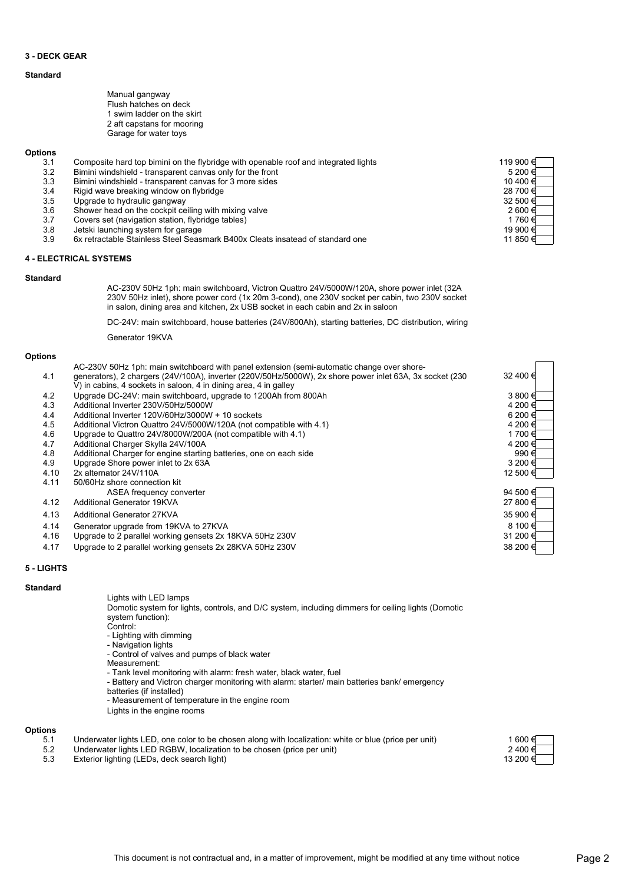### 3 - DECK GEAR

**Standard**

- Manual gangway
- Flush hatches on deck
- 1 swim ladder on the skirt
- 2 aft capstans for mooring
- Garage for water toys

**Options**

| No. | Description | Price | |
|---|---|---|---|
| 3.1 | Composite hard top bimini on the flybridge with openable roof and integrated lights | 119 900 € | |
| 3.2 | Bimini windshield - transparent canvas only for the front | 5 200 € | |
| 3.3 | Bimini windshield - transparent canvas for 3 more sides | 10 400 € | |
| 3.4 | Rigid wave breaking window on flybridge | 28 700 € | |
| 3.5 | Upgrade to hydraulic gangway | 32 500 € | |
| 3.6 | Shower head on the cockpit ceiling with mixing valve | 2 600 € | |
| 3.7 | Covers set (navigation station, flybridge tables) | 1 760 € | |
| 3.8 | Jetski launching system for garage | 19 900 € | |
| 3.9 | 6x retractable Stainless Steel Seasmark B400x Cleats insatead of standard one | 11 850 € | |

### 4 - ELECTRICAL SYSTEMS

**Standard**

AC-230V 50Hz 1ph: main switchboard, Victron Quattro 24V/5000W/120A, shore power inlet (32A 230V 50Hz inlet), shore power cord (1x 20m 3-cond), one 230V socket per cabin, two 230V socket in salon, dining area and kitchen, 2x USB socket in each cabin and 2x in saloon

DC-24V: main switchboard, house batteries (24V/800Ah), starting batteries, DC distribution, wiring

Generator 19KVA

**Options**

| No. | Description | Price | |
|---|---|---|---|
| 4.1 | AC-230V 50Hz 1ph: main switchboard with panel extension (semi-automatic change over shore-generators), 2 chargers (24V/100A), inverter (220V/50Hz/5000W), 2x shore power inlet 63A, 3x socket (230 V) in cabins, 4 sockets in saloon, 4 in dining area, 4 in galley | 32 400 € | |
| 4.2 | Upgrade DC-24V: main switchboard, upgrade to 1200Ah from 800Ah | 3 800 € | |
| 4.3 | Additional Inverter 230V/50Hz/5000W | 4 200 € | |
| 4.4 | Additional Inverter 120V/60Hz/3000W + 10 sockets | 6 200 € | |
| 4.5 | Additional Victron Quattro 24V/5000W/120A (not compatible with 4.1) | 4 200 € | |
| 4.6 | Upgrade to Quattro 24V/8000W/200A (not compatible with 4.1) | 1 700 € | |
| 4.7 | Additional Charger Skylla 24V/100A | 4 200 € | |
| 4.8 | Additional Charger for engine starting batteries, one on each side | 990 € | |
| 4.9 | Upgrade Shore power inlet to 2x 63A | 3 200 € | |
| 4.10 | 2x alternator 24V/110A | 12 500 € | |
| 4.11 | 50/60Hz shore connection kit<br>ASEA frequency converter | 94 500 € | |
| 4.12 | Additional Generator 19KVA | 27 800 € | |
| 4.13 | Additional Generator 27KVA | 35 900 € | |
| 4.14 | Generator upgrade from 19KVA to 27KVA | 8 100 € | |
| 4.16 | Upgrade to 2 parallel working gensets 2x 18KVA 50Hz 230V | 31 200 € | |
| 4.17 | Upgrade to 2 parallel working gensets 2x 28KVA 50Hz 230V | 38 200 € | |

### 5 - LIGHTS

**Standard**

Lights with LED lamps

Domotic system for lights, controls, and D/C system, including dimmers for ceiling lights (Domotic system function):

Control:
- Lighting with dimming
- Navigation lights
- Control of valves and pumps of black water

Measurement:
- Tank level monitoring with alarm: fresh water, black water, fuel
- Battery and Victron charger monitoring with alarm: starter/ main batteries bank/ emergency batteries (if installed)
- Measurement of temperature in the engine room

Lights in the engine rooms

**Options**

| No. | Description | Price | |
|---|---|---|---|
| 5.1 | Underwater lights LED, one color to be chosen along with localization: white or blue (price per unit) | 1 600 € | |
| 5.2 | Underwater lights LED RGBW, localization to be chosen (price per unit) | 2 400 € | |
| 5.3 | Exterior lighting (LEDs, deck search light) | 13 200 € | |

This document is not contractual and, in a matter of improvement, might be modified at any time without notice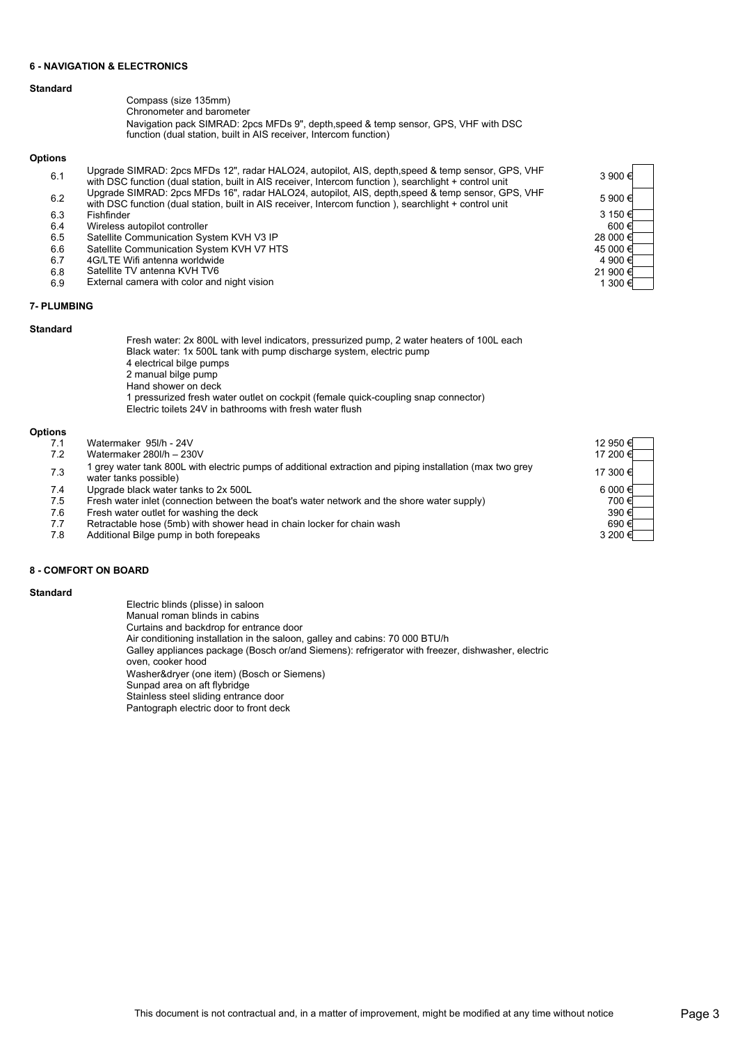## 6 - NAVIGATION & ELECTRONICS

**Standard**

Compass (size 135mm)
Chronometer and barometer
Navigation pack SIMRAD: 2pcs MFDs 9", depth,speed & temp sensor, GPS, VHF with DSC function (dual station, built in AIS receiver, Intercom function)

**Options**

| | | | |
|---|---|---|---|
| 6.1 | Upgrade SIMRAD: 2pcs MFDs 12", radar HALO24, autopilot, AIS, depth,speed & temp sensor, GPS, VHF with DSC function (dual station, built in AIS receiver, Intercom function ), searchlight + control unit | 3 900 € | |
| 6.2 | Upgrade SIMRAD: 2pcs MFDs 16", radar HALO24, autopilot, AIS, depth,speed & temp sensor, GPS, VHF with DSC function (dual station, built in AIS receiver, Intercom function ), searchlight + control unit | 5 900 € | |
| 6.3 | Fishfinder | 3 150 € | |
| 6.4 | Wireless autopilot controller | 600 € | |
| 6.5 | Satellite Communication System KVH V3 IP | 28 000 € | |
| 6.6 | Satellite Communication System KVH V7 HTS | 45 000 € | |
| 6.7 | 4G/LTE Wifi antenna worldwide | 4 900 € | |
| 6.8 | Satellite TV antenna KVH TV6 | 21 900 € | |
| 6.9 | External camera with color and night vision | 1 300 € | |

## 7- PLUMBING

**Standard**

Fresh water: 2x 800L with level indicators, pressurized pump, 2 water heaters of 100L each
Black water: 1x 500L tank with pump discharge system, electric pump
4 electrical bilge pumps
2 manual bilge pump
Hand shower on deck
1 pressurized fresh water outlet on cockpit (female quick-coupling snap connector)
Electric toilets 24V in bathrooms with fresh water flush

**Options**

| | | | |
|---|---|---|---|
| 7.1 | Watermaker 95l/h - 24V | 12 950 € | |
| 7.2 | Watermaker 280l/h – 230V | 17 200 € | |
| 7.3 | 1 grey water tank 800L with electric pumps of additional extraction and piping installation (max two grey water tanks possible) | 17 300 € | |
| 7.4 | Upgrade black water tanks to 2x 500L | 6 000 € | |
| 7.5 | Fresh water inlet (connection between the boat's water network and the shore water supply) | 700 € | |
| 7.6 | Fresh water outlet for washing the deck | 390 € | |
| 7.7 | Retractable hose (5mb) with shower head in chain locker for chain wash | 690 € | |
| 7.8 | Additional Bilge pump in both forepeaks | 3 200 € | |

## 8 - COMFORT ON BOARD

**Standard**

Electric blinds (plisse) in saloon
Manual roman blinds in cabins
Curtains and backdrop for entrance door
Air conditioning installation in the saloon, galley and cabins: 70 000 BTU/h
Galley appliances package (Bosch or/and Siemens): refrigerator with freezer, dishwasher, electric oven, cooker hood
Washer&dryer (one item) (Bosch or Siemens)
Sunpad area on aft flybridge
Stainless steel sliding entrance door
Pantograph electric door to front deck

This document is not contractual and, in a matter of improvement, might be modified at any time without notice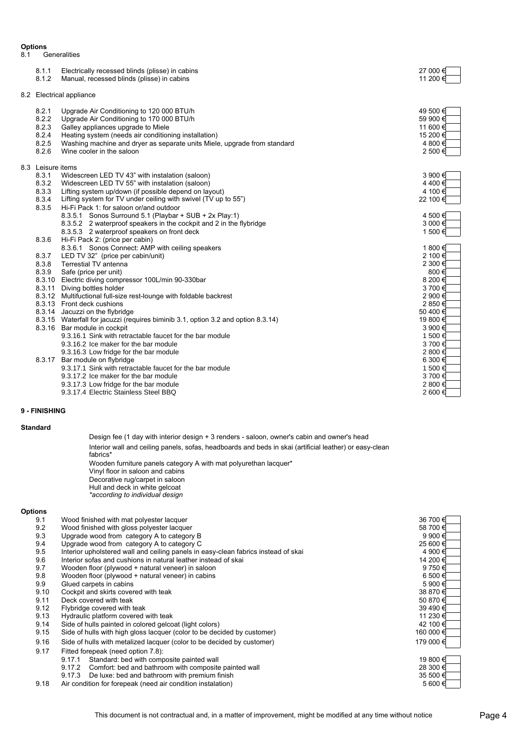**Options**

8.1 Generalities

| | | |
|---|---|---|
| 8.1.1 | Electrically recessed blinds (plisse) in cabins | 27 000 € |
| 8.1.2 | Manual, recessed blinds (plisse) in cabins | 11 200 € |

8.2 Electrical appliance

| | | |
|---|---|---|
| 8.2.1 | Upgrade Air Conditioning to 120 000 BTU/h | 49 500 € |
| 8.2.2 | Upgrade Air Conditioning to 170 000 BTU/h | 59 900 € |
| 8.2.3 | Galley appliances upgrade to Miele | 11 600 € |
| 8.2.4 | Heating system (needs air conditioning installation) | 15 200 € |
| 8.2.5 | Washing machine and dryer as separate units Miele, upgrade from standard | 4 800 € |
| 8.2.6 | Wine cooler in the saloon | 2 500 € |

8.3 Leisure items

| | | |
|---|---|---|
| 8.3.1 | Widescreen LED TV 43" with instalation (saloon) | 3 900 € |
| 8.3.2 | Widescreen LED TV 55" with instalation (saloon) | 4 400 € |
| 8.3.3 | Lifting system up/down (if possible depend on layout) | 4 100 € |
| 8.3.4 | Lifting system for TV under ceiling with swivel (TV up to 55") | 22 100 € |
| 8.3.5 | Hi-Fi Pack 1: for saloon or/and outdoor | |
| | 8.3.5.1 Sonos Surround 5.1 (Playbar + SUB + 2x Play:1) | 4 500 € |
| | 8.3.5.2 2 waterproof speakers in the cockpit and 2 in the flybridge | 3 000 € |
| | 8.3.5.3 2 waterproof speakers on front deck | 1 500 € |
| 8.3.6 | Hi-Fi Pack 2: (price per cabin) | |
| | 8.3.6.1 Sonos Connect: AMP with ceiling speakers | 1 800 € |
| 8.3.7 | LED TV 32" (price per cabin/unit) | 2 100 € |
| 8.3.8 | Terrestial TV antenna | 2 300 € |
| 8.3.9 | Safe (price per unit) | 800 € |
| 8.3.10 | Electric diving compressor 100L/min 90-330bar | 8 200 € |
| 8.3.11 | Diving bottles holder | 3 700 € |
| 8.3.12 | Multifuctional full-size rest-lounge with foldable backrest | 2 900 € |
| 8.3.13 | Front deck cushions | 2 850 € |
| 8.3.14 | Jacuzzi on the flybridge | 50 400 € |
| 8.3.15 | Waterfall for jacuzzi (requires biminib 3.1, option 3.2 and option 8.3.14) | 19 800 € |
| 8.3.16 | Bar module in cockpit | 3 900 € |
| | 9.3.16.1 Sink with retractable faucet for the bar module | 1 500 € |
| | 9.3.16.2 Ice maker for the bar module | 3 700 € |
| | 9.3.16.3 Low fridge for the bar module | 2 800 € |
| 8.3.17 | Bar module on flybridge | 6 300 € |
| | 9.3.17.1 Sink with retractable faucet for the bar module | 1 500 € |
| | 9.3.17.2 Ice maker for the bar module | 3 700 € |
| | 9.3.17.3 Low fridge for the bar module | 2 800 € |
| | 9.3.17.4 Electric Stainless Steel BBQ | 2 600 € |

## 9 - FINISHING

**Standard**

Design fee (1 day with interior design + 3 renders - saloon, owner's cabin and owner's head

Interior wall and ceiling panels, sofas, headboards and beds in skai (artificial leather) or easy-clean fabrics*

Wooden furniture panels category A with mat polyurethan lacquer*

Vinyl floor in saloon and cabins

Decorative rug/carpet in saloon

Hull and deck in white gelcoat

*\*according to individual design*

**Options**

| | | |
|---|---|---|
| 9.1 | Wood finished with mat polyester lacquer | 36 700 € |
| 9.2 | Wood finished with gloss polyester lacquer | 58 700 € |
| 9.3 | Upgrade wood from category A to category B | 9 900 € |
| 9.4 | Upgrade wood from category A to category C | 25 600 € |
| 9.5 | Interior upholstered wall and ceiling panels in easy-clean fabrics instead of skai | 4 900 € |
| 9.6 | Interior sofas and cushions in natural leather instead of skai | 14 200 € |
| 9.7 | Wooden floor (plywood + natural veneer) in saloon | 9 750 € |
| 9.8 | Wooden floor (plywood + natural veneer) in cabins | 6 500 € |
| 9.9 | Glued carpets in cabins | 5 900 € |
| 9.10 | Cockpit and skirts covered with teak | 38 870 € |
| 9.11 | Deck covered with teak | 50 870 € |
| 9.12 | Flybridge covered with teak | 39 490 € |
| 9.13 | Hydraulic platform covered with teak | 11 230 € |
| 9.14 | Side of hulls painted in colored gelcoat (light colors) | 42 100 € |
| 9.15 | Side of hulls with high gloss lacquer (color to be decided by customer) | 160 000 € |
| 9.16 | Side of hulls with metalized lacquer (color to be decided by customer) | 179 000 € |
| 9.17 | Fitted forepeak (need option 7.8): | |
| | 9.17.1 Standard: bed with composite painted wall | 19 800 € |
| | 9.17.2 Comfort: bed and bathroom with composite painted wall | 28 300 € |
| | 9.17.3 De luxe: bed and bathroom with premium finish | 35 500 € |
| 9.18 | Air condition for forepeak (need air condition instalation) | 5 600 € |

This document is not contractual and, in a matter of improvement, might be modified at any time without notice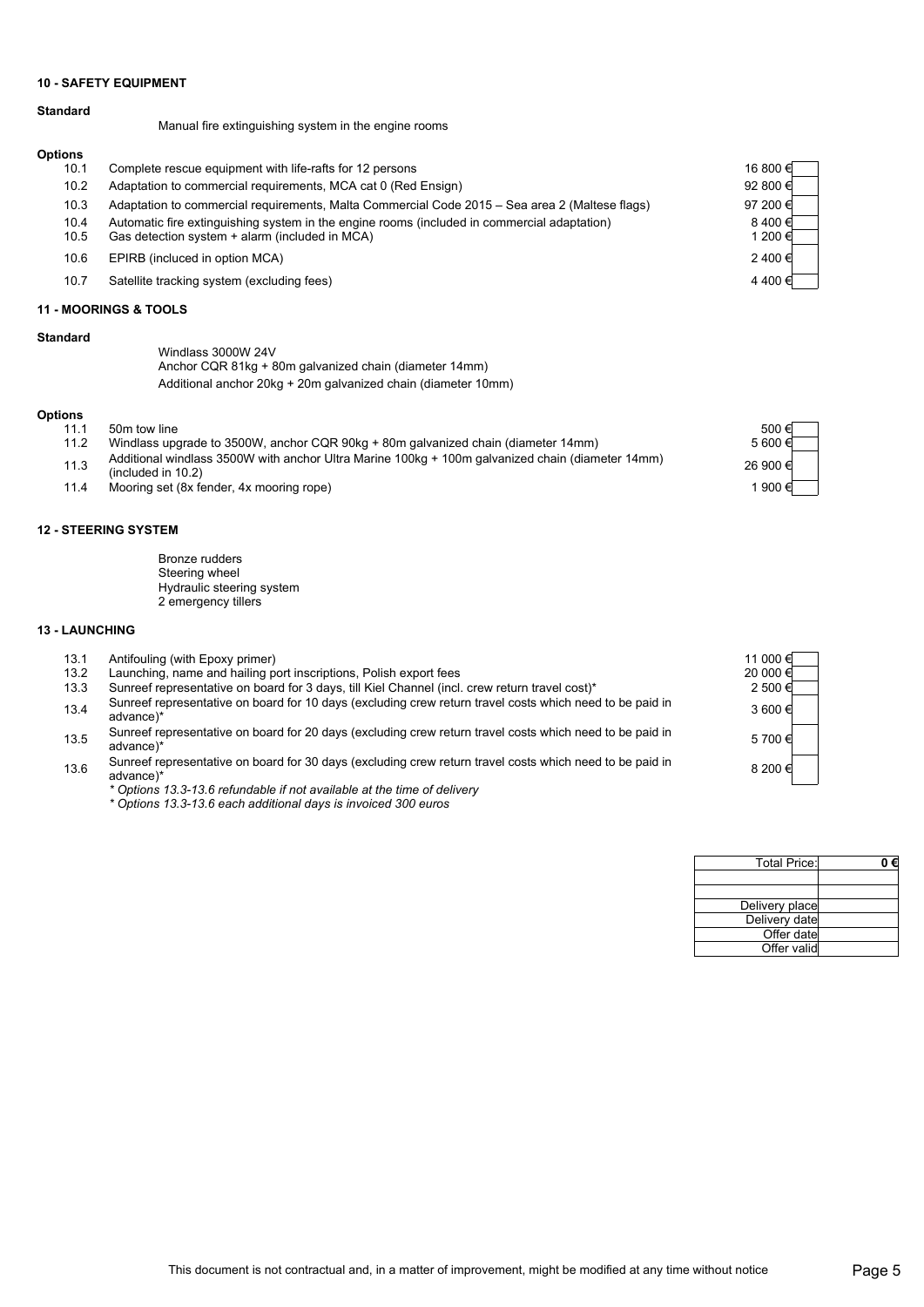#### 10 - SAFETY EQUIPMENT

**Standard**

Manual fire extinguishing system in the engine rooms

**Options**

| | | | |
|---|---|---|---|
| 10.1 | Complete rescue equipment with life-rafts for 12 persons | 16 800 € | |
| 10.2 | Adaptation to commercial requirements, MCA cat 0 (Red Ensign) | 92 800 € | |
| 10.3 | Adaptation to commercial requirements, Malta Commercial Code 2015 – Sea area 2 (Maltese flags) | 97 200 € | |
| 10.4 | Automatic fire extinguishing system in the engine rooms (included in commercial adaptation) | 8 400 € | |
| 10.5 | Gas detection system + alarm (included in MCA) | 1 200 € | |
| 10.6 | EPIRB (incluced in option MCA) | 2 400 € | |
| 10.7 | Satellite tracking system (excluding fees) | 4 400 € | |

#### 11 - MOORINGS & TOOLS

**Standard**

Windlass 3000W 24V
Anchor CQR 81kg + 80m galvanized chain (diameter 14mm)
Additional anchor 20kg + 20m galvanized chain (diameter 10mm)

**Options**

| | | | |
|---|---|---|---|
| 11.1 | 50m tow line | 500 € | |
| 11.2 | Windlass upgrade to 3500W, anchor CQR 90kg + 80m galvanized chain (diameter 14mm) | 5 600 € | |
| 11.3 | Additional windlass 3500W with anchor Ultra Marine 100kg + 100m galvanized chain (diameter 14mm) (included in 10.2) | 26 900 € | |
| 11.4 | Mooring set (8x fender, 4x mooring rope) | 1 900 € | |

#### 12 - STEERING SYSTEM

Bronze rudders
Steering wheel
Hydraulic steering system
2 emergency tillers

#### 13 - LAUNCHING

| | | | |
|---|---|---|---|
| 13.1 | Antifouling (with Epoxy primer) | 11 000 € | |
| 13.2 | Launching, name and hailing port inscriptions, Polish export fees | 20 000 € | |
| 13.3 | Sunreef representative on board for 3 days, till Kiel Channel (incl. crew return travel cost)* | 2 500 € | |
| 13.4 | Sunreef representative on board for 10 days (excluding crew return travel costs which need to be paid in advance)* | 3 600 € | |
| 13.5 | Sunreef representative on board for 20 days (excluding crew return travel costs which need to be paid in advance)* | 5 700 € | |
| 13.6 | Sunreef representative on board for 30 days (excluding crew return travel costs which need to be paid in advance)* | 8 200 € | |

*\* Options 13.3-13.6 refundable if not available at the time of delivery*
*\* Options 13.3-13.6 each additional days is invoiced 300 euros*

| | |
|---|---|
| Total Price: | **0 €** |
| | |
| | |
| Delivery place | |
| Delivery date | |
| Offer date | |
| Offer valid | |

This document is not contractual and, in a matter of improvement, might be modified at any time without notice